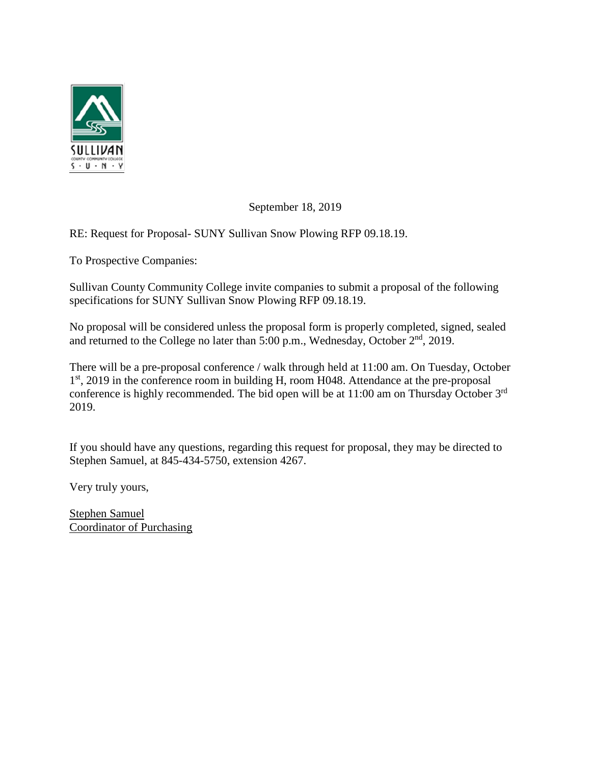SULLIVAN
COUNTY COMMUNITY COLLEGE
S · U · N · Y

September 18, 2019

RE: Request for Proposal- SUNY Sullivan Snow Plowing RFP 09.18.19.

To Prospective Companies:

Sullivan County Community College invite companies to submit a proposal of the following specifications for SUNY Sullivan Snow Plowing RFP 09.18.19.

No proposal will be considered unless the proposal form is properly completed, signed, sealed and returned to the College no later than 5:00 p.m., Wednesday, October 2nd, 2019.

There will be a pre-proposal conference / walk through held at 11:00 am. On Tuesday, October 1st, 2019 in the conference room in building H, room H048. Attendance at the pre-proposal conference is highly recommended. The bid open will be at 11:00 am on Thursday October 3rd 2019.

If you should have any questions, regarding this request for proposal, they may be directed to Stephen Samuel, at 845-434-5750, extension 4267.

Very truly yours,

Stephen Samuel
Coordinator of Purchasing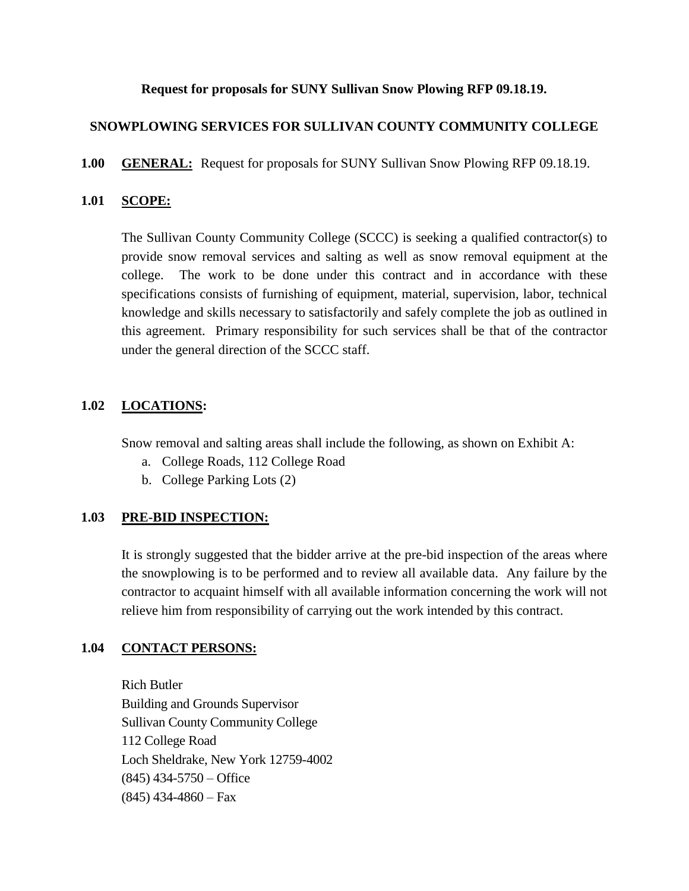**Request for proposals for SUNY Sullivan Snow Plowing RFP 09.18.19.**

**SNOWPLOWING SERVICES FOR SULLIVAN COUNTY COMMUNITY COLLEGE**

**1.00 GENERAL:** Request for proposals for SUNY Sullivan Snow Plowing RFP 09.18.19.

**1.01 SCOPE:**

The Sullivan County Community College (SCCC) is seeking a qualified contractor(s) to provide snow removal services and salting as well as snow removal equipment at the college. The work to be done under this contract and in accordance with these specifications consists of furnishing of equipment, material, supervision, labor, technical knowledge and skills necessary to satisfactorily and safely complete the job as outlined in this agreement. Primary responsibility for such services shall be that of the contractor under the general direction of the SCCC staff.

**1.02 LOCATIONS:**

Snow removal and salting areas shall include the following, as shown on Exhibit A:

a. College Roads, 112 College Road
b. College Parking Lots (2)

**1.03 PRE-BID INSPECTION:**

It is strongly suggested that the bidder arrive at the pre-bid inspection of the areas where the snowplowing is to be performed and to review all available data. Any failure by the contractor to acquaint himself with all available information concerning the work will not relieve him from responsibility of carrying out the work intended by this contract.

**1.04 CONTACT PERSONS:**

Rich Butler
Building and Grounds Supervisor
Sullivan County Community College
112 College Road
Loch Sheldrake, New York 12759-4002
(845) 434-5750 – Office
(845) 434-4860 – Fax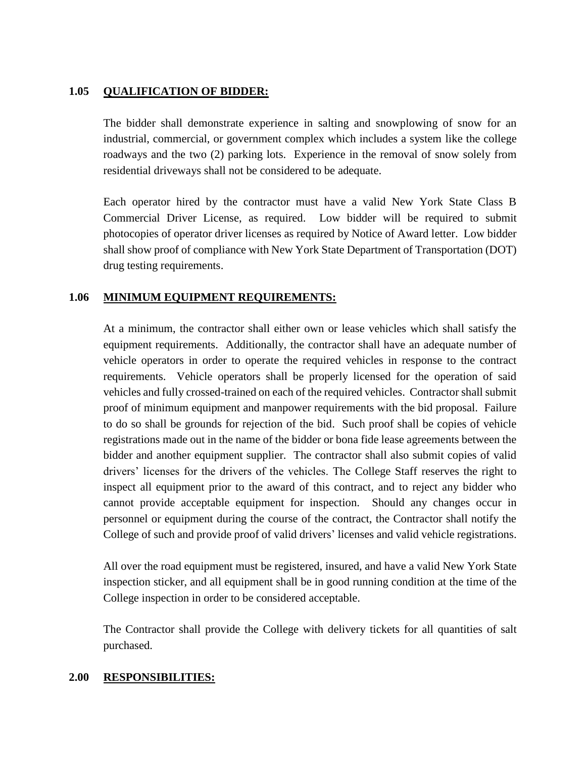## 1.05 QUALIFICATION OF BIDDER:

The bidder shall demonstrate experience in salting and snowplowing of snow for an industrial, commercial, or government complex which includes a system like the college roadways and the two (2) parking lots. Experience in the removal of snow solely from residential driveways shall not be considered to be adequate.

Each operator hired by the contractor must have a valid New York State Class B Commercial Driver License, as required. Low bidder will be required to submit photocopies of operator driver licenses as required by Notice of Award letter. Low bidder shall show proof of compliance with New York State Department of Transportation (DOT) drug testing requirements.

## 1.06 MINIMUM EQUIPMENT REQUIREMENTS:

At a minimum, the contractor shall either own or lease vehicles which shall satisfy the equipment requirements. Additionally, the contractor shall have an adequate number of vehicle operators in order to operate the required vehicles in response to the contract requirements. Vehicle operators shall be properly licensed for the operation of said vehicles and fully crossed-trained on each of the required vehicles. Contractor shall submit proof of minimum equipment and manpower requirements with the bid proposal. Failure to do so shall be grounds for rejection of the bid. Such proof shall be copies of vehicle registrations made out in the name of the bidder or bona fide lease agreements between the bidder and another equipment supplier. The contractor shall also submit copies of valid drivers' licenses for the drivers of the vehicles. The College Staff reserves the right to inspect all equipment prior to the award of this contract, and to reject any bidder who cannot provide acceptable equipment for inspection. Should any changes occur in personnel or equipment during the course of the contract, the Contractor shall notify the College of such and provide proof of valid drivers' licenses and valid vehicle registrations.

All over the road equipment must be registered, insured, and have a valid New York State inspection sticker, and all equipment shall be in good running condition at the time of the College inspection in order to be considered acceptable.

The Contractor shall provide the College with delivery tickets for all quantities of salt purchased.

## 2.00 RESPONSIBILITIES: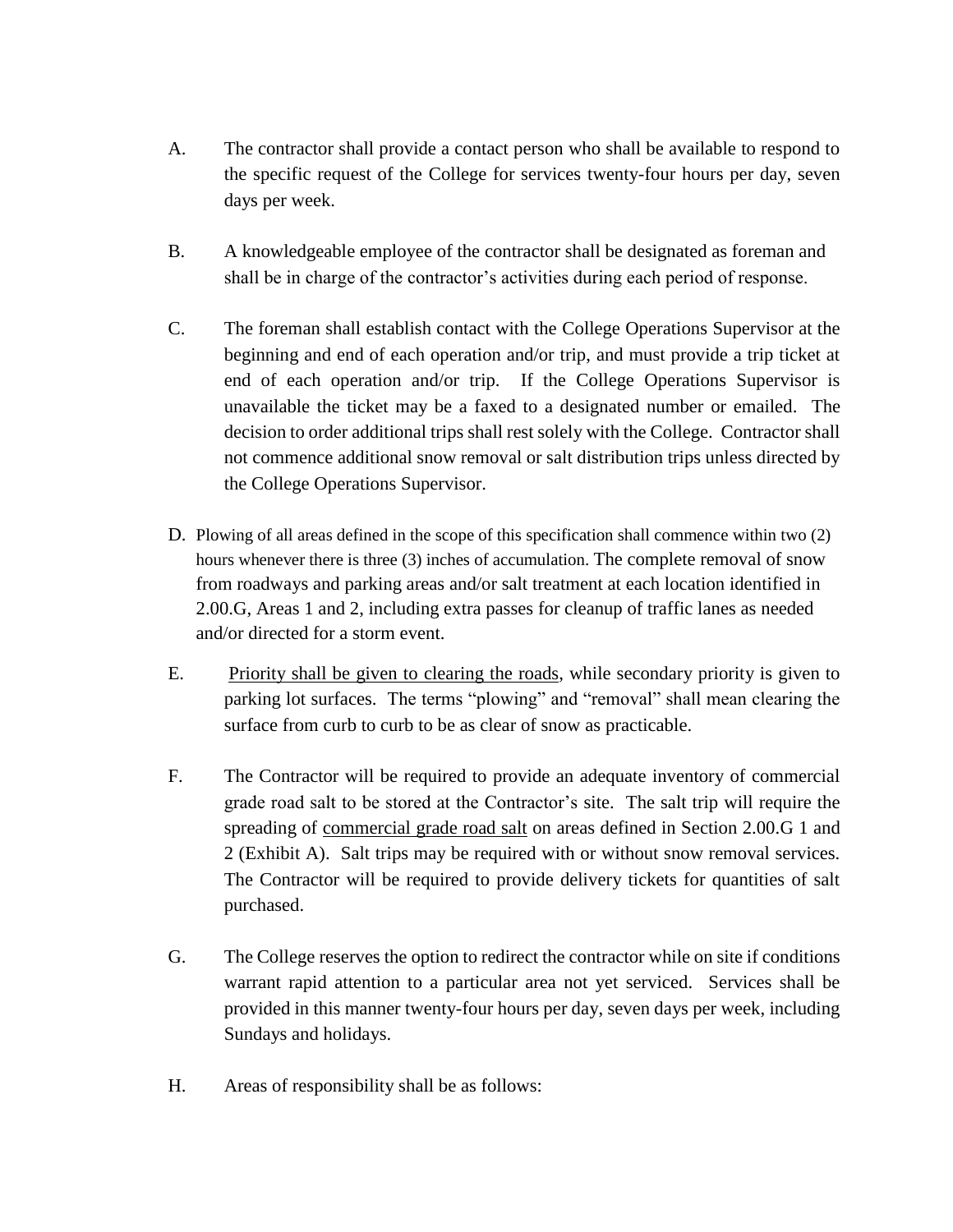A. The contractor shall provide a contact person who shall be available to respond to the specific request of the College for services twenty-four hours per day, seven days per week.

B. A knowledgeable employee of the contractor shall be designated as foreman and shall be in charge of the contractor's activities during each period of response.

C. The foreman shall establish contact with the College Operations Supervisor at the beginning and end of each operation and/or trip, and must provide a trip ticket at end of each operation and/or trip. If the College Operations Supervisor is unavailable the ticket may be a faxed to a designated number or emailed. The decision to order additional trips shall rest solely with the College. Contractor shall not commence additional snow removal or salt distribution trips unless directed by the College Operations Supervisor.

D. Plowing of all areas defined in the scope of this specification shall commence within two (2) hours whenever there is three (3) inches of accumulation. The complete removal of snow from roadways and parking areas and/or salt treatment at each location identified in 2.00.G, Areas 1 and 2, including extra passes for cleanup of traffic lanes as needed and/or directed for a storm event.

E. <u>Priority shall be given to clearing the roads</u>, while secondary priority is given to parking lot surfaces. The terms "plowing" and "removal" shall mean clearing the surface from curb to curb to be as clear of snow as practicable.

F. The Contractor will be required to provide an adequate inventory of commercial grade road salt to be stored at the Contractor's site. The salt trip will require the spreading of <u>commercial grade road salt</u> on areas defined in Section 2.00.G 1 and 2 (Exhibit A). Salt trips may be required with or without snow removal services. The Contractor will be required to provide delivery tickets for quantities of salt purchased.

G. The College reserves the option to redirect the contractor while on site if conditions warrant rapid attention to a particular area not yet serviced. Services shall be provided in this manner twenty-four hours per day, seven days per week, including Sundays and holidays.

H. Areas of responsibility shall be as follows: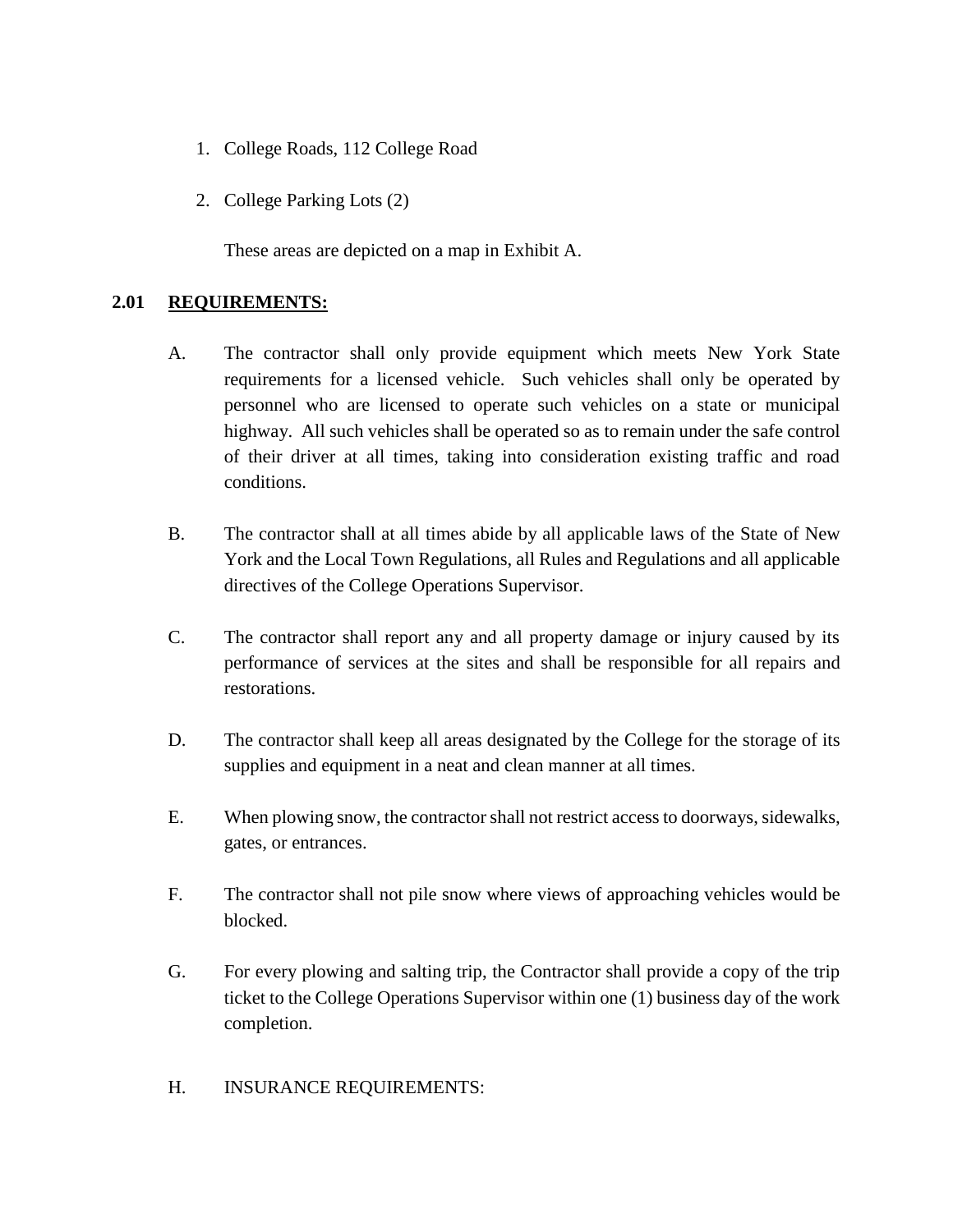1. College Roads, 112 College Road

2. College Parking Lots (2)

   These areas are depicted on a map in Exhibit A.

**2.01 <u>REQUIREMENTS:</u>**

A. The contractor shall only provide equipment which meets New York State requirements for a licensed vehicle. Such vehicles shall only be operated by personnel who are licensed to operate such vehicles on a state or municipal highway. All such vehicles shall be operated so as to remain under the safe control of their driver at all times, taking into consideration existing traffic and road conditions.

B. The contractor shall at all times abide by all applicable laws of the State of New York and the Local Town Regulations, all Rules and Regulations and all applicable directives of the College Operations Supervisor.

C. The contractor shall report any and all property damage or injury caused by its performance of services at the sites and shall be responsible for all repairs and restorations.

D. The contractor shall keep all areas designated by the College for the storage of its supplies and equipment in a neat and clean manner at all times.

E. When plowing snow, the contractor shall not restrict access to doorways, sidewalks, gates, or entrances.

F. The contractor shall not pile snow where views of approaching vehicles would be blocked.

G. For every plowing and salting trip, the Contractor shall provide a copy of the trip ticket to the College Operations Supervisor within one (1) business day of the work completion.

H. INSURANCE REQUIREMENTS: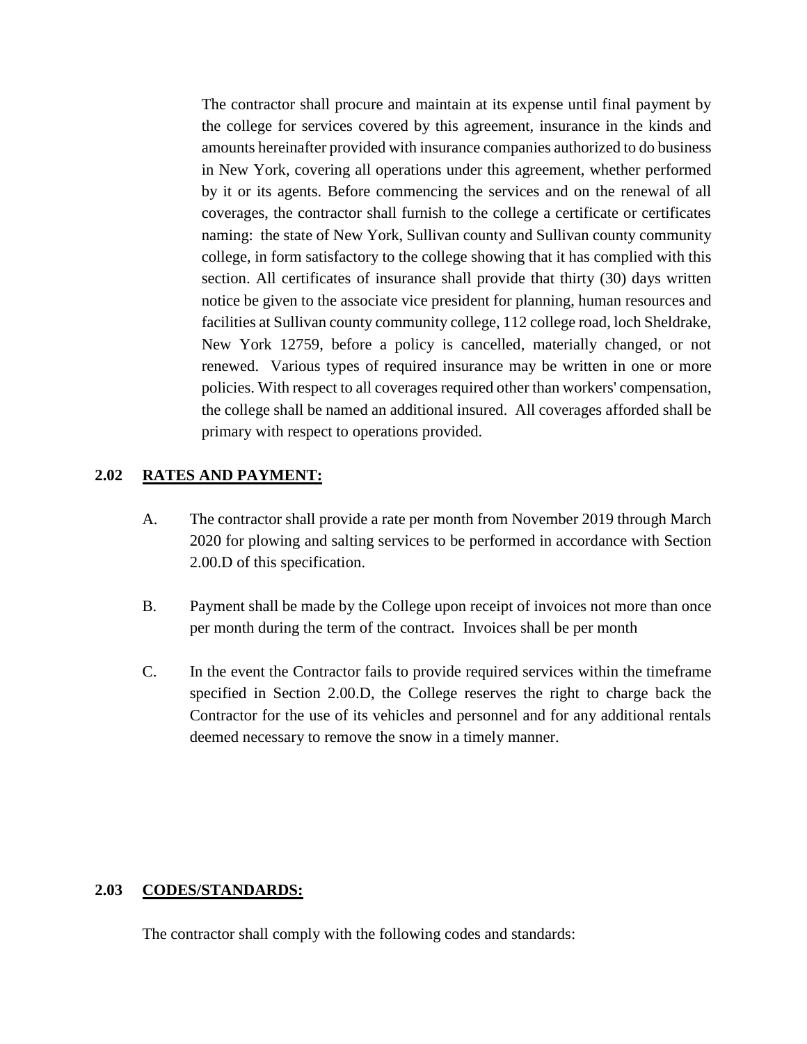The contractor shall procure and maintain at its expense until final payment by the college for services covered by this agreement, insurance in the kinds and amounts hereinafter provided with insurance companies authorized to do business in New York, covering all operations under this agreement, whether performed by it or its agents. Before commencing the services and on the renewal of all coverages, the contractor shall furnish to the college a certificate or certificates naming: the state of New York, Sullivan county and Sullivan county community college, in form satisfactory to the college showing that it has complied with this section. All certificates of insurance shall provide that thirty (30) days written notice be given to the associate vice president for planning, human resources and facilities at Sullivan county community college, 112 college road, loch Sheldrake, New York 12759, before a policy is cancelled, materially changed, or not renewed. Various types of required insurance may be written in one or more policies. With respect to all coverages required other than workers' compensation, the college shall be named an additional insured. All coverages afforded shall be primary with respect to operations provided.

**2.02 RATES AND PAYMENT:**

A. The contractor shall provide a rate per month from November 2019 through March 2020 for plowing and salting services to be performed in accordance with Section 2.00.D of this specification.

B. Payment shall be made by the College upon receipt of invoices not more than once per month during the term of the contract. Invoices shall be per month

C. In the event the Contractor fails to provide required services within the timeframe specified in Section 2.00.D, the College reserves the right to charge back the Contractor for the use of its vehicles and personnel and for any additional rentals deemed necessary to remove the snow in a timely manner.

**2.03 CODES/STANDARDS:**

The contractor shall comply with the following codes and standards: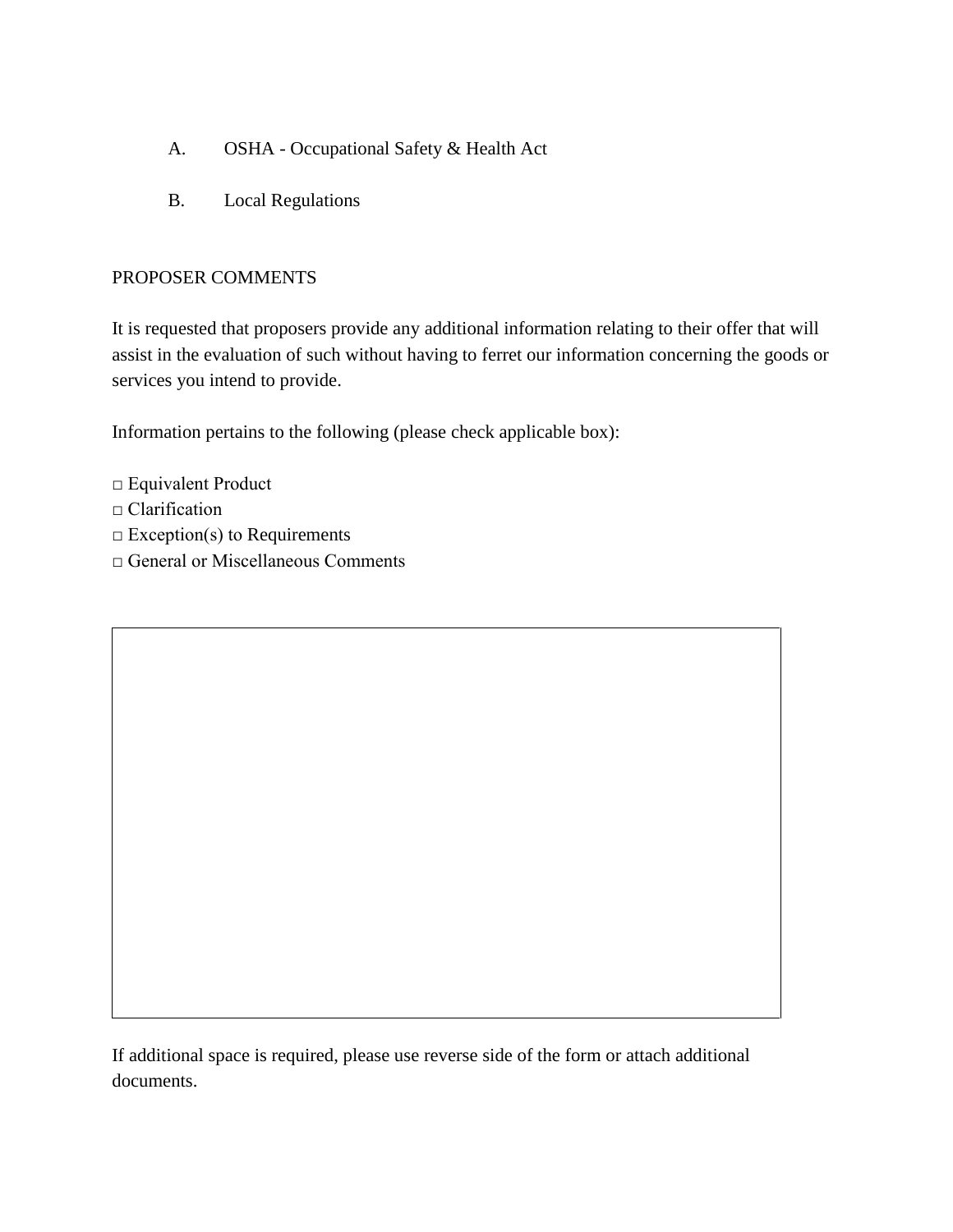A. OSHA - Occupational Safety & Health Act

B. Local Regulations

PROPOSER COMMENTS

It is requested that proposers provide any additional information relating to their offer that will assist in the evaluation of such without having to ferret our information concerning the goods or services you intend to provide.

Information pertains to the following (please check applicable box):

□ Equivalent Product
□ Clarification
□ Exception(s) to Requirements
□ General or Miscellaneous Comments

| |
|---|
| |

If additional space is required, please use reverse side of the form or attach additional documents.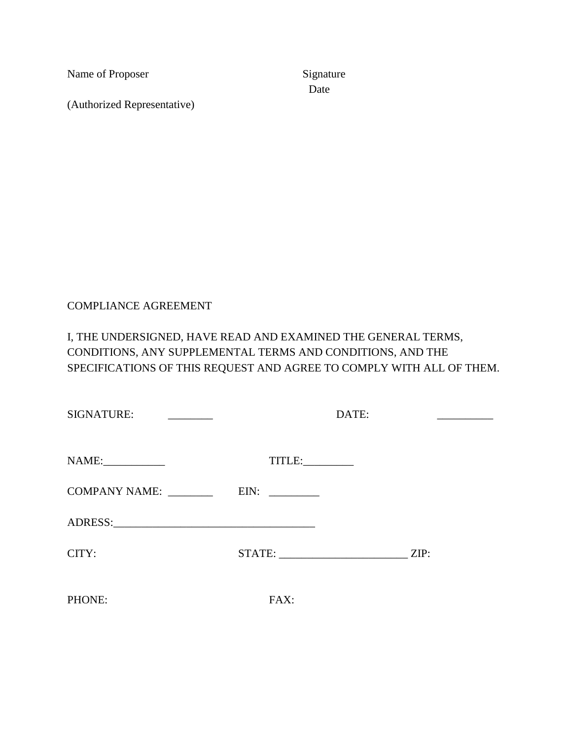Name of Proposer Signature

Date

(Authorized Representative)

COMPLIANCE AGREEMENT

I, THE UNDERSIGNED, HAVE READ AND EXAMINED THE GENERAL TERMS, CONDITIONS, ANY SUPPLEMENTAL TERMS AND CONDITIONS, AND THE SPECIFICATIONS OF THIS REQUEST AND AGREE TO COMPLY WITH ALL OF THEM.

SIGNATURE: ________ DATE: __________

NAME:___________ TITLE:_________

COMPANY NAME: ________ EIN: _________

ADRESS:___________________________________

CITY: STATE: ______________________ ZIP:

PHONE: FAX: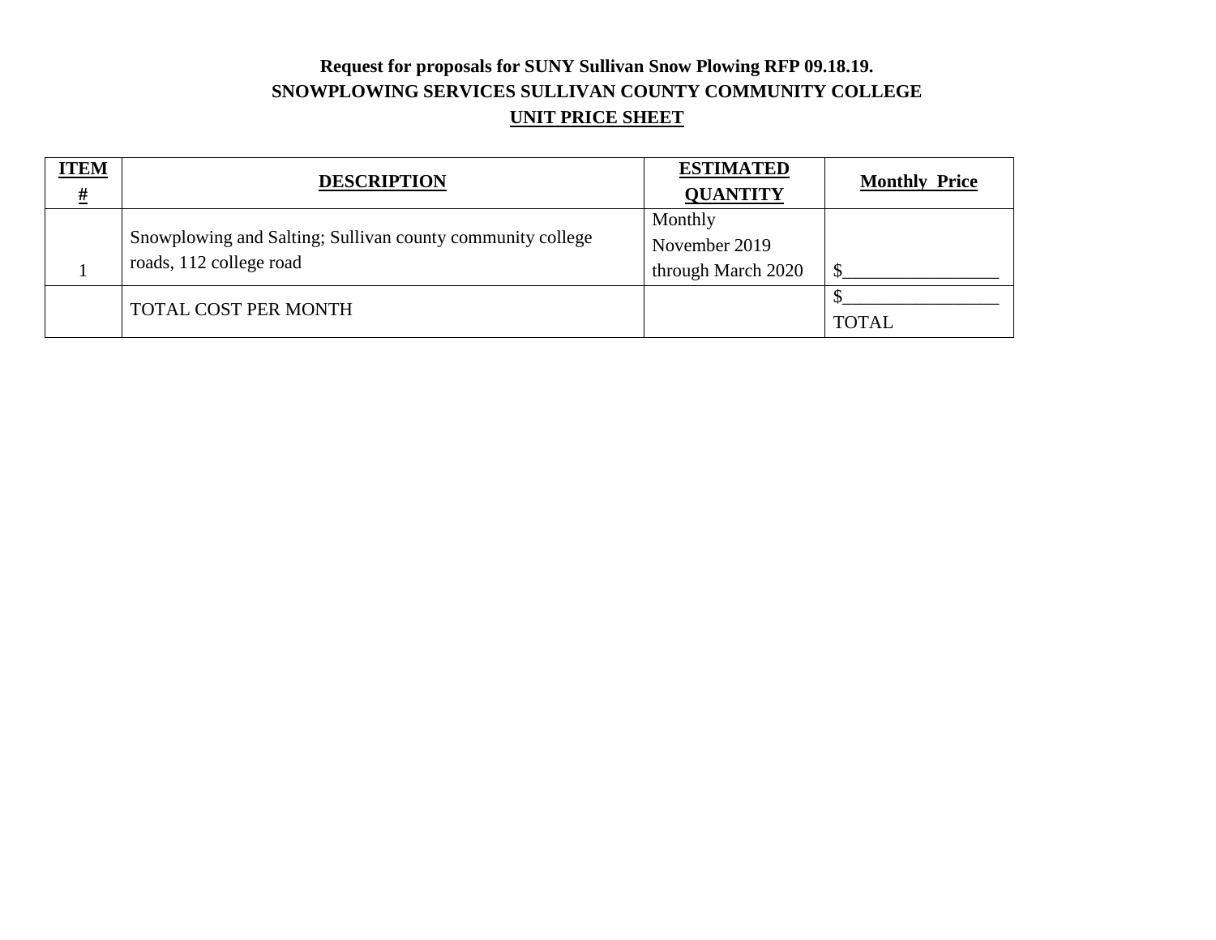**Request for proposals for SUNY Sullivan Snow Plowing RFP 09.18.19.**

**SNOWPLOWING SERVICES SULLIVAN COUNTY COMMUNITY COLLEGE**

**UNIT PRICE SHEET**

| ITEM # | DESCRIPTION | ESTIMATED QUANTITY | Monthly Price |
|---|---|---|---|
| 1 | Snowplowing and Salting; Sullivan county community college roads, 112 college road | Monthly November 2019 through March 2020 | $________________ |
| | TOTAL COST PER MONTH | | $________________ TOTAL |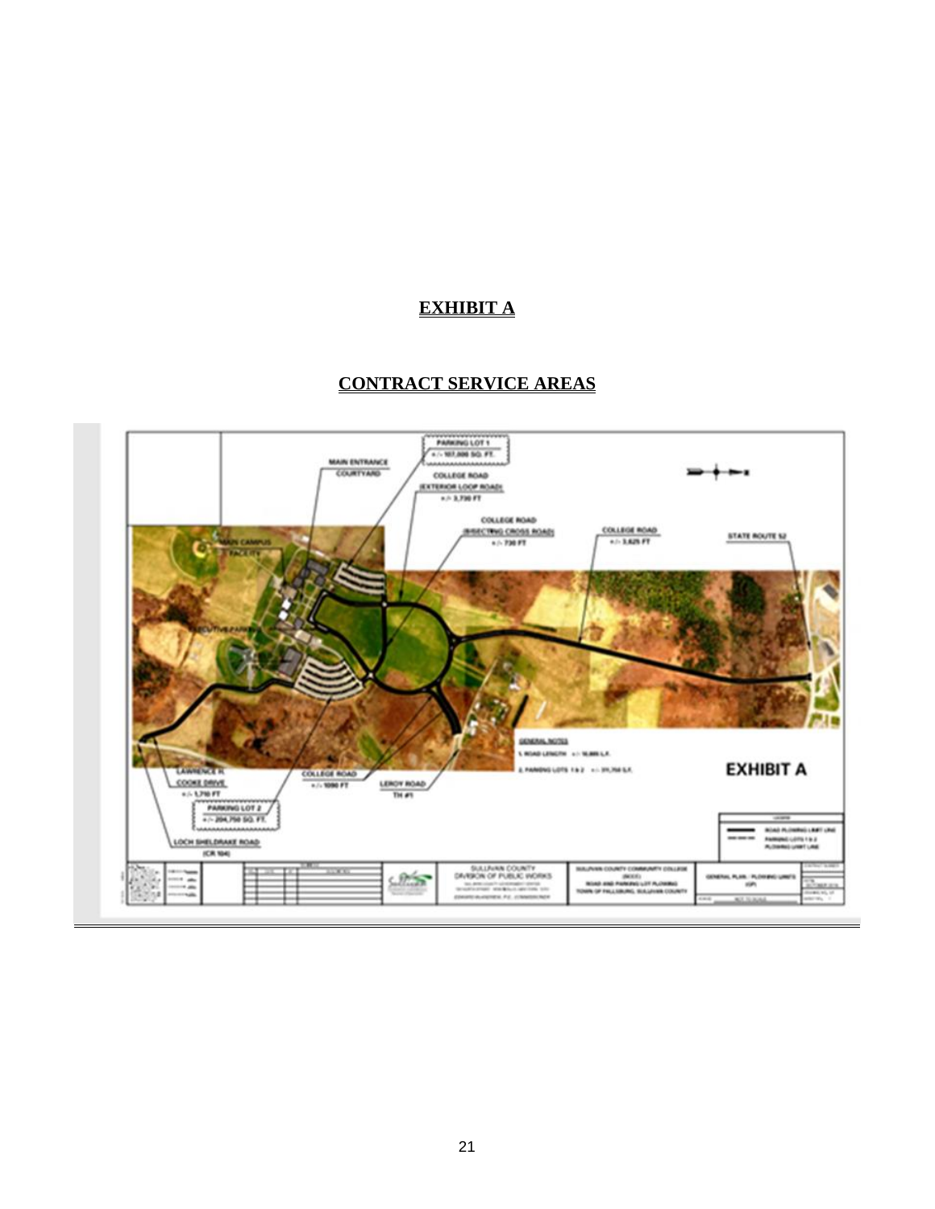# EXHIBIT A

## CONTRACT SERVICE AREAS

PARKING LOT 1
+/- 107,000 SQ. FT.

MAIN ENTRANCE
COURTYARD

COLLEGE ROAD
(EXTERIOR LOOP ROAD)
+/- 3,730 FT

COLLEGE ROAD
(BISECTING CROSS ROAD)
+/- 730 FT

COLLEGE ROAD
+/- 3,625 FT

STATE ROUTE 52

MAIN CAMPUS
FACILITY

EXECUTIVE PARK

GENERAL NOTES
1. ROAD LENGTH +/- 10,000 L.F.
2. PARKING LOTS 1 & 2 +/- 311,750 S.F.

EXHIBIT A

LAWRENCE H.
COOKE DRIVE
+/- 1,710 FT

COLLEGE ROAD
+/- 1090 FT

LEROY ROAD
TH #1

PARKING LOT 2
+/- 204,750 SQ. FT.

LOCH SHELDRAKE ROAD
(CR 104)

LEGEND
ROAD PLOWING LIMIT LINE
PARKING LOTS 1 & 2 PLOWING LIMIT LINE

SULLIVAN COUNTY
DIVISION OF PUBLIC WORKS

SULLIVAN COUNTY COMMUNITY COLLEGE
(SCCC)
ROAD AND PARKING LOT PLOWING
TOWN OF FALLSBURG, SULLIVAN COUNTY

GENERAL PLAN / PLOWING LIMITS
(GP)

NOT TO SCALE